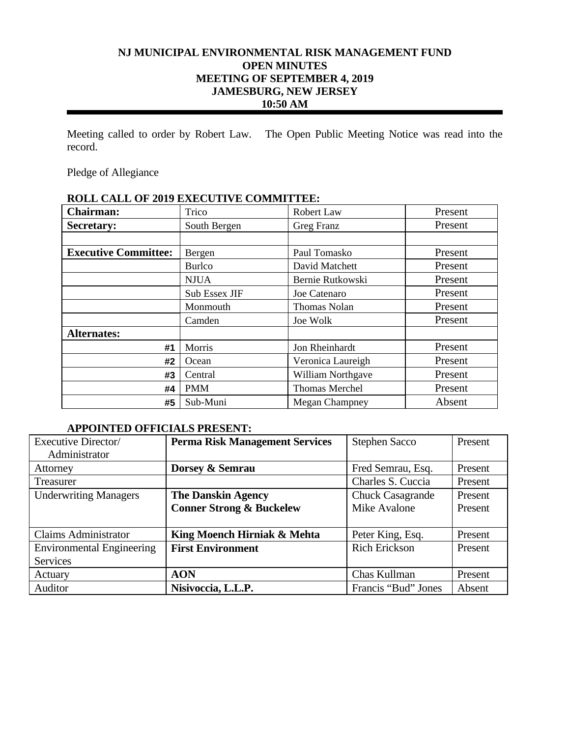# NJ MUNICIPAL ENVIRONMENTAL RISK MANAGEMENT FUND
## OPEN MINUTES
## MEETING OF SEPTEMBER 4, 2019
## JAMESBURG, NEW JERSEY
## 10:50 AM

Meeting called to order by Robert Law. The Open Public Meeting Notice was read into the record.

Pledge of Allegiance

**ROLL CALL OF 2019 EXECUTIVE COMMITTEE:**

| | | | |
|---|---|---|---|
| **Chairman:** | Trico | Robert Law | Present |
| **Secretary:** | South Bergen | Greg Franz | Present |
| | | | |
| **Executive Committee:** | Bergen | Paul Tomasko | Present |
| | Burlco | David Matchett | Present |
| | NJUA | Bernie Rutkowski | Present |
| | Sub Essex JIF | Joe Catenaro | Present |
| | Monmouth | Thomas Nolan | Present |
| | Camden | Joe Wolk | Present |
| **Alternates:** | | | |
| #1 | Morris | Jon Rheinhardt | Present |
| #2 | Ocean | Veronica Laureigh | Present |
| #3 | Central | William Northgave | Present |
| #4 | PMM | Thomas Merchel | Present |
| #5 | Sub-Muni | Megan Champney | Absent |

**APPOINTED OFFICIALS PRESENT:**

| | | | |
|---|---|---|---|
| Executive Director/ Administrator | **Perma Risk Management Services** | Stephen Sacco | Present |
| Attorney | **Dorsey & Semrau** | Fred Semrau, Esq. | Present |
| Treasurer | | Charles S. Cuccia | Present |
| Underwriting Managers | **The Danskin Agency**<br>**Conner Strong & Buckelew** | Chuck Casagrande<br>Mike Avalone | Present<br>Present |
| Claims Administrator | **King Moench Hirniak & Mehta** | Peter King, Esq. | Present |
| Environmental Engineering Services | **First Environment** | Rich Erickson | Present |
| Actuary | **AON** | Chas Kullman | Present |
| Auditor | **Nisivoccia, L.L.P.** | Francis "Bud" Jones | Absent |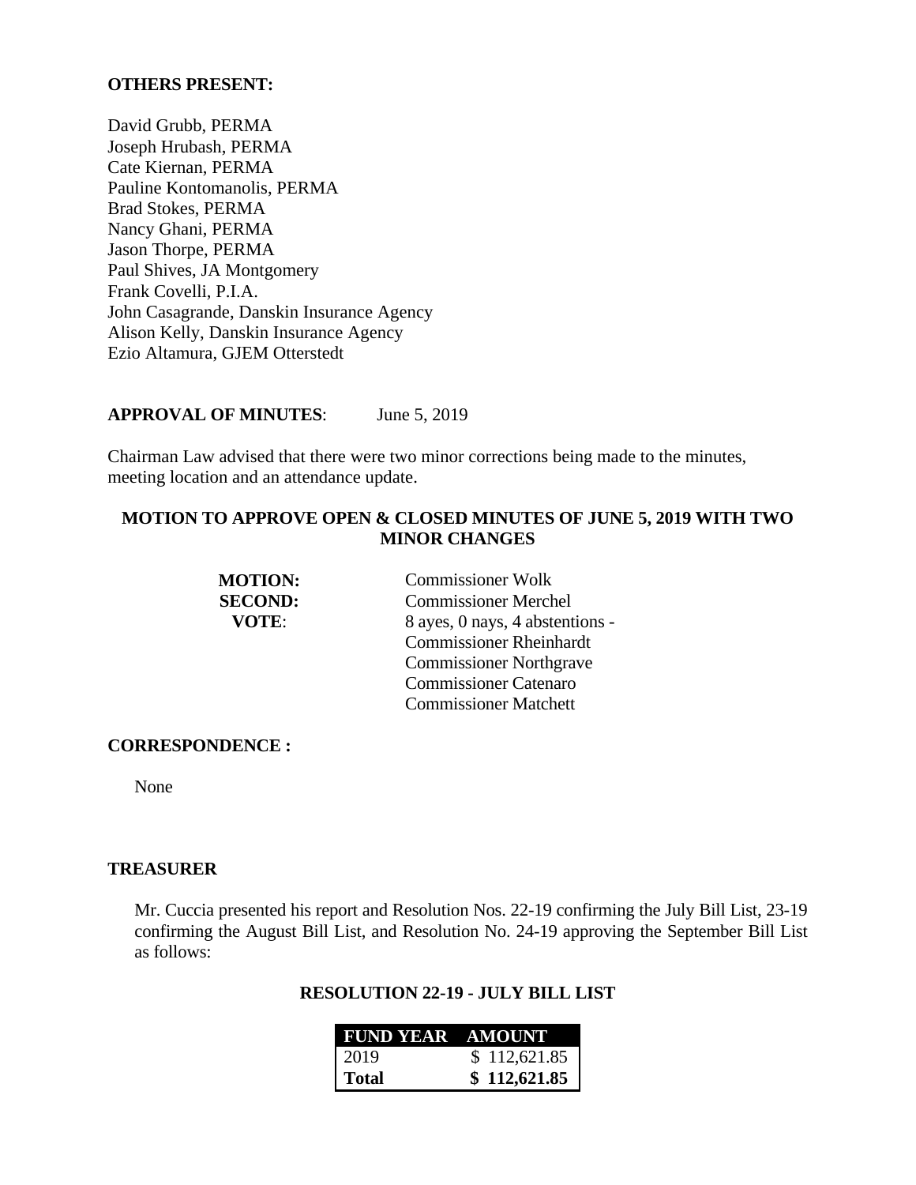**OTHERS PRESENT:**

David Grubb, PERMA
Joseph Hrubash, PERMA
Cate Kiernan, PERMA
Pauline Kontomanolis, PERMA
Brad Stokes, PERMA
Nancy Ghani, PERMA
Jason Thorpe, PERMA
Paul Shives, JA Montgomery
Frank Covelli, P.I.A.
John Casagrande, Danskin Insurance Agency
Alison Kelly, Danskin Insurance Agency
Ezio Altamura, GJEM Otterstedt

**APPROVAL OF MINUTES**: June 5, 2019

Chairman Law advised that there were two minor corrections being made to the minutes, meeting location and an attendance update.

**MOTION TO APPROVE OPEN & CLOSED MINUTES OF JUNE 5, 2019 WITH TWO MINOR CHANGES**

**MOTION:** Commissioner Wolk
**SECOND:** Commissioner Merchel
**VOTE**: 8 ayes, 0 nays, 4 abstentions -
Commissioner Rheinhardt
Commissioner Northgrave
Commissioner Catenaro
Commissioner Matchett

**CORRESPONDENCE :**

None

**TREASURER**

Mr. Cuccia presented his report and Resolution Nos. 22-19 confirming the July Bill List, 23-19 confirming the August Bill List, and Resolution No. 24-19 approving the September Bill List as follows:

**RESOLUTION 22-19 - JULY BILL LIST**

| FUND YEAR | AMOUNT |
|---|---|
| 2019 | $ 112,621.85 |
| **Total** | **$ 112,621.85** |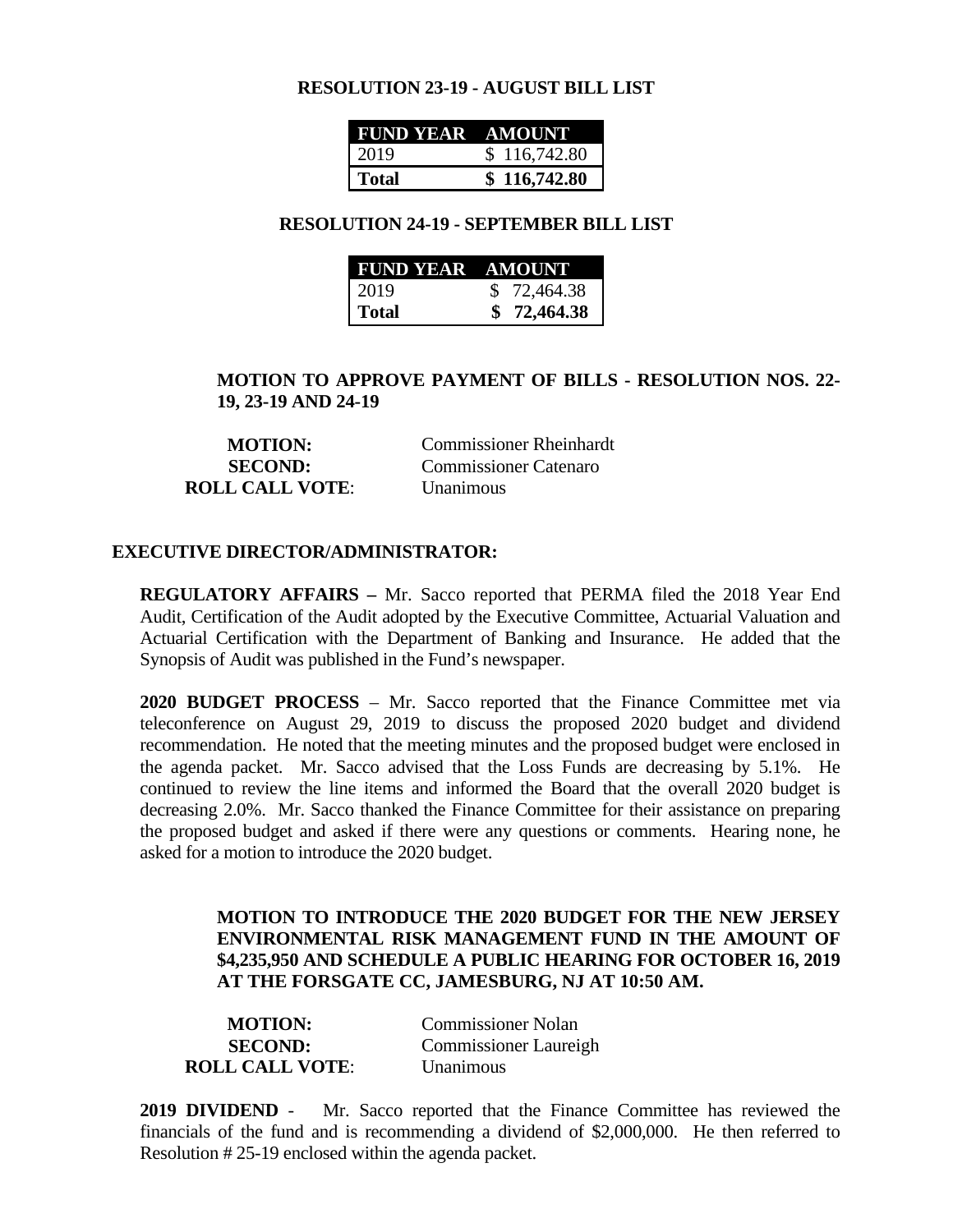**RESOLUTION 23-19 - AUGUST BILL LIST**

| FUND YEAR | AMOUNT |
|---|---|
| 2019 | $ 116,742.80 |
| **Total** | **$ 116,742.80** |

**RESOLUTION 24-19 - SEPTEMBER BILL LIST**

| FUND YEAR | AMOUNT |
|---|---|
| 2019 | $ 72,464.38 |
| **Total** | **$ 72,464.38** |

**MOTION TO APPROVE PAYMENT OF BILLS - RESOLUTION NOS. 22-19, 23-19 AND 24-19**

**MOTION:** Commissioner Rheinhardt
**SECOND:** Commissioner Catenaro
**ROLL CALL VOTE**: Unanimous

**EXECUTIVE DIRECTOR/ADMINISTRATOR:**

**REGULATORY AFFAIRS –** Mr. Sacco reported that PERMA filed the 2018 Year End Audit, Certification of the Audit adopted by the Executive Committee, Actuarial Valuation and Actuarial Certification with the Department of Banking and Insurance. He added that the Synopsis of Audit was published in the Fund's newspaper.

**2020 BUDGET PROCESS** – Mr. Sacco reported that the Finance Committee met via teleconference on August 29, 2019 to discuss the proposed 2020 budget and dividend recommendation. He noted that the meeting minutes and the proposed budget were enclosed in the agenda packet. Mr. Sacco advised that the Loss Funds are decreasing by 5.1%. He continued to review the line items and informed the Board that the overall 2020 budget is decreasing 2.0%. Mr. Sacco thanked the Finance Committee for their assistance on preparing the proposed budget and asked if there were any questions or comments. Hearing none, he asked for a motion to introduce the 2020 budget.

**MOTION TO INTRODUCE THE 2020 BUDGET FOR THE NEW JERSEY ENVIRONMENTAL RISK MANAGEMENT FUND IN THE AMOUNT OF $4,235,950 AND SCHEDULE A PUBLIC HEARING FOR OCTOBER 16, 2019 AT THE FORSGATE CC, JAMESBURG, NJ AT 10:50 AM.**

**MOTION:** Commissioner Nolan
**SECOND:** Commissioner Laureigh
**ROLL CALL VOTE**: Unanimous

**2019 DIVIDEND** - Mr. Sacco reported that the Finance Committee has reviewed the financials of the fund and is recommending a dividend of $2,000,000. He then referred to Resolution # 25-19 enclosed within the agenda packet.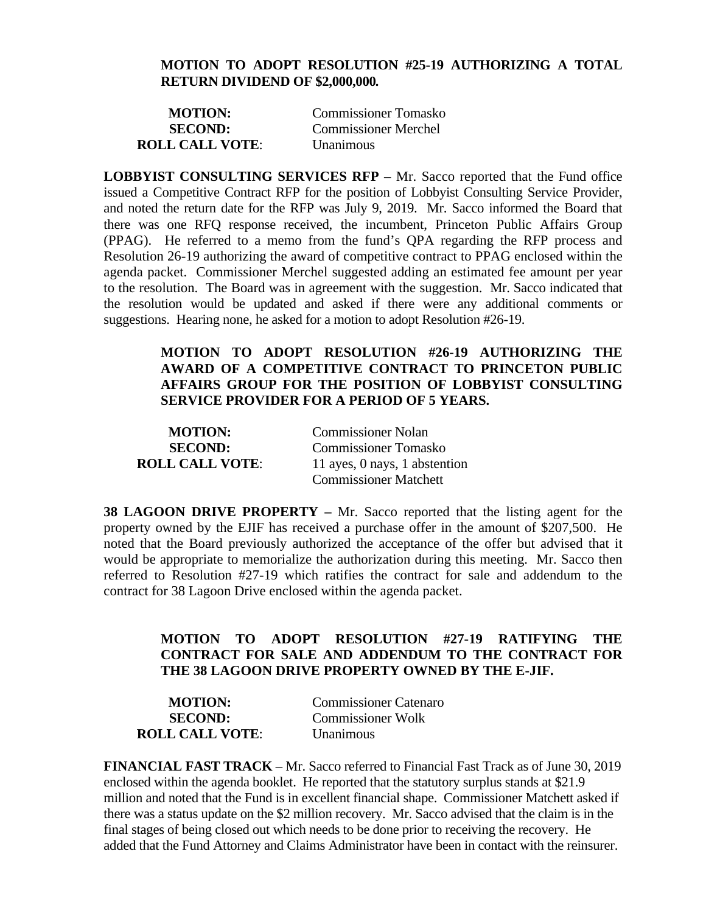**MOTION TO ADOPT RESOLUTION #25-19 AUTHORIZING A TOTAL RETURN DIVIDEND OF $2,000,000.**

| | |
|---|---|
| **MOTION:** | Commissioner Tomasko |
| **SECOND:** | Commissioner Merchel |
| **ROLL CALL VOTE**: | Unanimous |

**LOBBYIST CONSULTING SERVICES RFP** – Mr. Sacco reported that the Fund office issued a Competitive Contract RFP for the position of Lobbyist Consulting Service Provider, and noted the return date for the RFP was July 9, 2019. Mr. Sacco informed the Board that there was one RFQ response received, the incumbent, Princeton Public Affairs Group (PPAG). He referred to a memo from the fund's QPA regarding the RFP process and Resolution 26-19 authorizing the award of competitive contract to PPAG enclosed within the agenda packet. Commissioner Merchel suggested adding an estimated fee amount per year to the resolution. The Board was in agreement with the suggestion. Mr. Sacco indicated that the resolution would be updated and asked if there were any additional comments or suggestions. Hearing none, he asked for a motion to adopt Resolution #26-19.

**MOTION TO ADOPT RESOLUTION #26-19 AUTHORIZING THE AWARD OF A COMPETITIVE CONTRACT TO PRINCETON PUBLIC AFFAIRS GROUP FOR THE POSITION OF LOBBYIST CONSULTING SERVICE PROVIDER FOR A PERIOD OF 5 YEARS.**

| | |
|---|---|
| **MOTION:** | Commissioner Nolan |
| **SECOND:** | Commissioner Tomasko |
| **ROLL CALL VOTE**: | 11 ayes, 0 nays, 1 abstention Commissioner Matchett |

**38 LAGOON DRIVE PROPERTY –** Mr. Sacco reported that the listing agent for the property owned by the EJIF has received a purchase offer in the amount of $207,500. He noted that the Board previously authorized the acceptance of the offer but advised that it would be appropriate to memorialize the authorization during this meeting. Mr. Sacco then referred to Resolution #27-19 which ratifies the contract for sale and addendum to the contract for 38 Lagoon Drive enclosed within the agenda packet.

**MOTION TO ADOPT RESOLUTION #27-19 RATIFYING THE CONTRACT FOR SALE AND ADDENDUM TO THE CONTRACT FOR THE 38 LAGOON DRIVE PROPERTY OWNED BY THE E-JIF.**

| | |
|---|---|
| **MOTION:** | Commissioner Catenaro |
| **SECOND:** | Commissioner Wolk |
| **ROLL CALL VOTE**: | Unanimous |

**FINANCIAL FAST TRACK** – Mr. Sacco referred to Financial Fast Track as of June 30, 2019 enclosed within the agenda booklet. He reported that the statutory surplus stands at $21.9 million and noted that the Fund is in excellent financial shape. Commissioner Matchett asked if there was a status update on the $2 million recovery. Mr. Sacco advised that the claim is in the final stages of being closed out which needs to be done prior to receiving the recovery. He added that the Fund Attorney and Claims Administrator have been in contact with the reinsurer.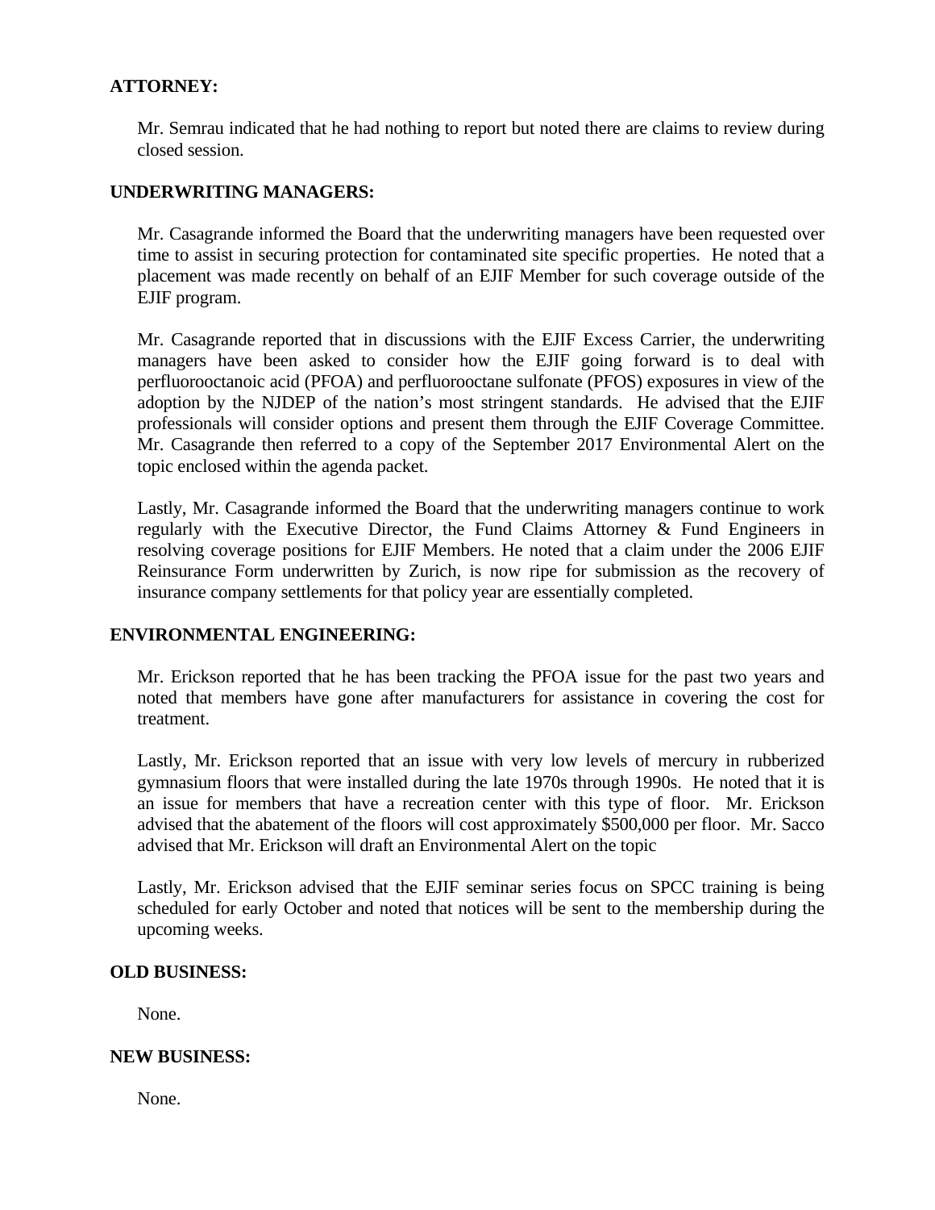**ATTORNEY:**

Mr. Semrau indicated that he had nothing to report but noted there are claims to review during closed session.

**UNDERWRITING MANAGERS:**

Mr. Casagrande informed the Board that the underwriting managers have been requested over time to assist in securing protection for contaminated site specific properties. He noted that a placement was made recently on behalf of an EJIF Member for such coverage outside of the EJIF program.

Mr. Casagrande reported that in discussions with the EJIF Excess Carrier, the underwriting managers have been asked to consider how the EJIF going forward is to deal with perfluorooctanoic acid (PFOA) and perfluorooctane sulfonate (PFOS) exposures in view of the adoption by the NJDEP of the nation's most stringent standards. He advised that the EJIF professionals will consider options and present them through the EJIF Coverage Committee. Mr. Casagrande then referred to a copy of the September 2017 Environmental Alert on the topic enclosed within the agenda packet.

Lastly, Mr. Casagrande informed the Board that the underwriting managers continue to work regularly with the Executive Director, the Fund Claims Attorney & Fund Engineers in resolving coverage positions for EJIF Members. He noted that a claim under the 2006 EJIF Reinsurance Form underwritten by Zurich, is now ripe for submission as the recovery of insurance company settlements for that policy year are essentially completed.

**ENVIRONMENTAL ENGINEERING:**

Mr. Erickson reported that he has been tracking the PFOA issue for the past two years and noted that members have gone after manufacturers for assistance in covering the cost for treatment.

Lastly, Mr. Erickson reported that an issue with very low levels of mercury in rubberized gymnasium floors that were installed during the late 1970s through 1990s. He noted that it is an issue for members that have a recreation center with this type of floor. Mr. Erickson advised that the abatement of the floors will cost approximately $500,000 per floor. Mr. Sacco advised that Mr. Erickson will draft an Environmental Alert on the topic

Lastly, Mr. Erickson advised that the EJIF seminar series focus on SPCC training is being scheduled for early October and noted that notices will be sent to the membership during the upcoming weeks.

**OLD BUSINESS:**

None.

**NEW BUSINESS:**

None.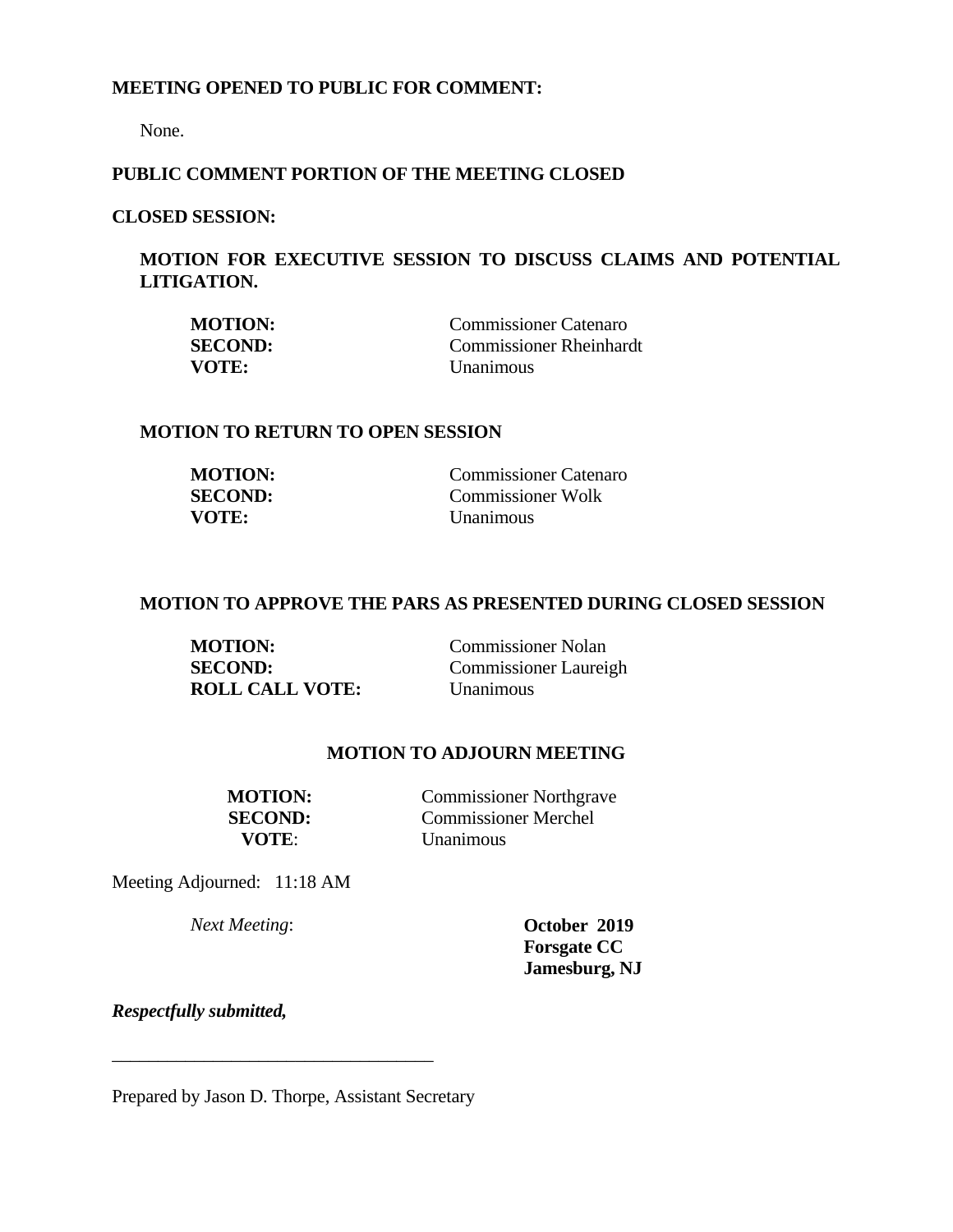**MEETING OPENED TO PUBLIC FOR COMMENT:**

None.

**PUBLIC COMMENT PORTION OF THE MEETING CLOSED**

**CLOSED SESSION:**

**MOTION FOR EXECUTIVE SESSION TO DISCUSS CLAIMS AND POTENTIAL LITIGATION.**

**MOTION:** Commissioner Catenaro
**SECOND:** Commissioner Rheinhardt
**VOTE:** Unanimous

**MOTION TO RETURN TO OPEN SESSION**

**MOTION:** Commissioner Catenaro
**SECOND:** Commissioner Wolk
**VOTE:** Unanimous

**MOTION TO APPROVE THE PARS AS PRESENTED DURING CLOSED SESSION**

**MOTION:** Commissioner Nolan
**SECOND:** Commissioner Laureigh
**ROLL CALL VOTE:** Unanimous

**MOTION TO ADJOURN MEETING**

**MOTION:** Commissioner Northgrave
**SECOND:** Commissioner Merchel
**VOTE**: Unanimous

Meeting Adjourned: 11:18 AM

*Next Meeting*: **October 2019**
**Forsgate CC**
**Jamesburg, NJ**

***Respectfully submitted,***

___________________________________

Prepared by Jason D. Thorpe, Assistant Secretary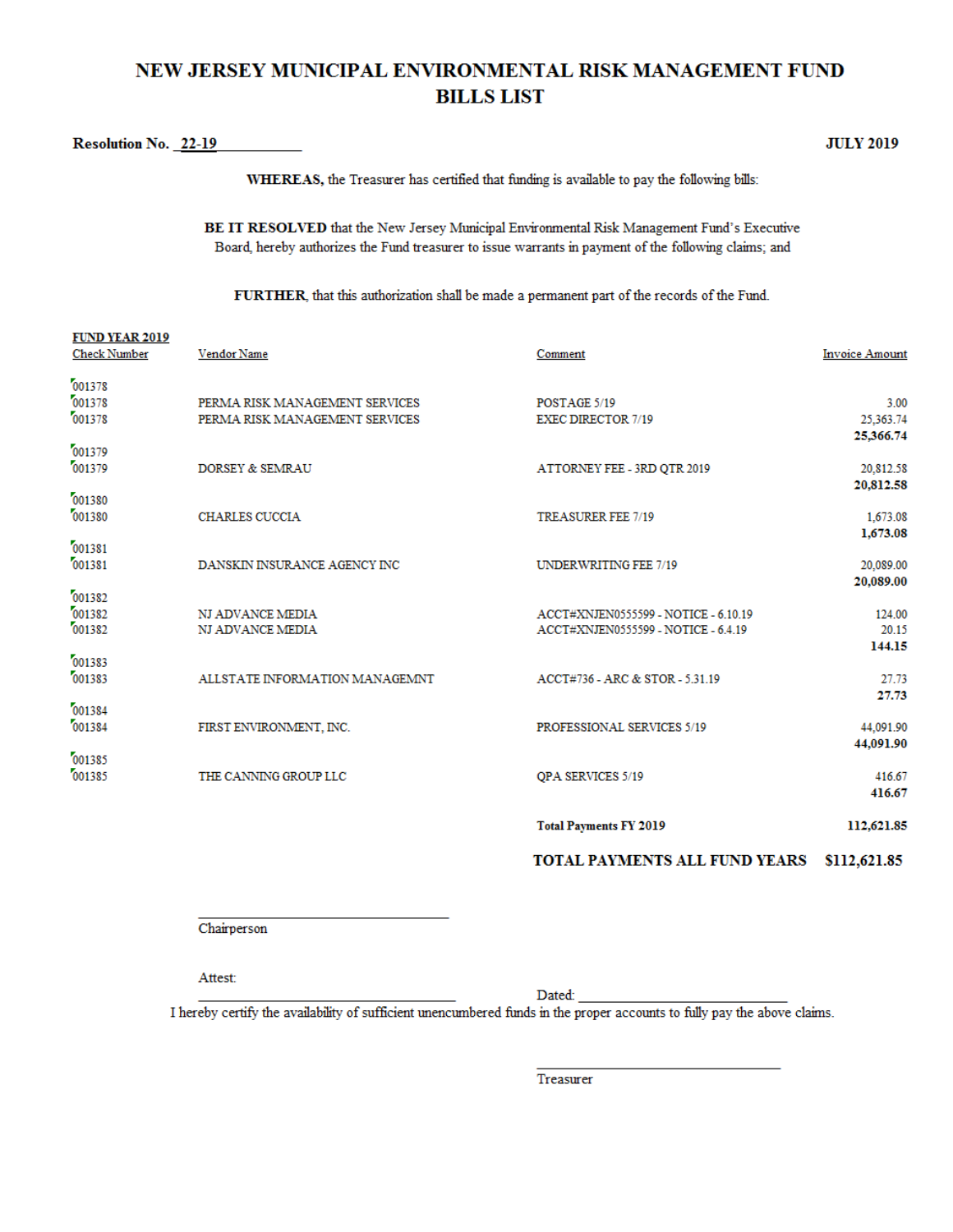# NEW JERSEY MUNICIPAL ENVIRONMENTAL RISK MANAGEMENT FUND BILLS LIST

**Resolution No.** 22-19 **JULY 2019**

**WHEREAS,** the Treasurer has certified that funding is available to pay the following bills:

**BE IT RESOLVED** that the New Jersey Municipal Environmental Risk Management Fund's Executive Board, hereby authorizes the Fund treasurer to issue warrants in payment of the following claims; and

**FURTHER**, that this authorization shall be made a permanent part of the records of the Fund.

**FUND YEAR 2019**

| Check Number | Vendor Name | Comment | Invoice Amount |
|---|---|---|---|
| 001378 | | | |
| 001378 | PERMA RISK MANAGEMENT SERVICES | POSTAGE 5/19 | 3.00 |
| 001378 | PERMA RISK MANAGEMENT SERVICES | EXEC DIRECTOR 7/19 | 25,363.74 |
| | | | **25,366.74** |
| 001379 | | | |
| 001379 | DORSEY & SEMRAU | ATTORNEY FEE - 3RD QTR 2019 | 20,812.58 |
| | | | **20,812.58** |
| 001380 | | | |
| 001380 | CHARLES CUCCIA | TREASURER FEE 7/19 | 1,673.08 |
| | | | **1,673.08** |
| 001381 | | | |
| 001381 | DANSKIN INSURANCE AGENCY INC | UNDERWRITING FEE 7/19 | 20,089.00 |
| | | | **20,089.00** |
| 001382 | | | |
| 001382 | NJ ADVANCE MEDIA | ACCT#XNJEN0555599 - NOTICE - 6.10.19 | 124.00 |
| 001382 | NJ ADVANCE MEDIA | ACCT#XNJEN0555599 - NOTICE - 6.4.19 | 20.15 |
| | | | **144.15** |
| 001383 | | | |
| 001383 | ALLSTATE INFORMATION MANAGEMNT | ACCT#736 - ARC & STOR - 5.31.19 | 27.73 |
| | | | **27.73** |
| 001384 | | | |
| 001384 | FIRST ENVIRONMENT, INC. | PROFESSIONAL SERVICES 5/19 | 44,091.90 |
| | | | **44,091.90** |
| 001385 | | | |
| 001385 | THE CANNING GROUP LLC | QPA SERVICES 5/19 | 416.67 |
| | | | **416.67** |
| | | **Total Payments FY 2019** | **112,621.85** |
| | | **TOTAL PAYMENTS ALL FUND YEARS** | **$112,621.85** |

\_\_\_\_\_\_\_\_\_\_\_\_\_\_\_\_\_\_\_\_\_\_\_\_\_\_\_\_\_\_
Chairperson

Attest:
\_\_\_\_\_\_\_\_\_\_\_\_\_\_\_\_\_\_\_\_\_\_\_\_\_\_\_\_\_\_ Dated: \_\_\_\_\_\_\_\_\_\_\_\_\_\_\_\_\_\_\_\_\_\_\_\_

I hereby certify the availability of sufficient unencumbered funds in the proper accounts to fully pay the above claims.

\_\_\_\_\_\_\_\_\_\_\_\_\_\_\_\_\_\_\_\_\_\_\_\_\_\_\_\_\_\_
Treasurer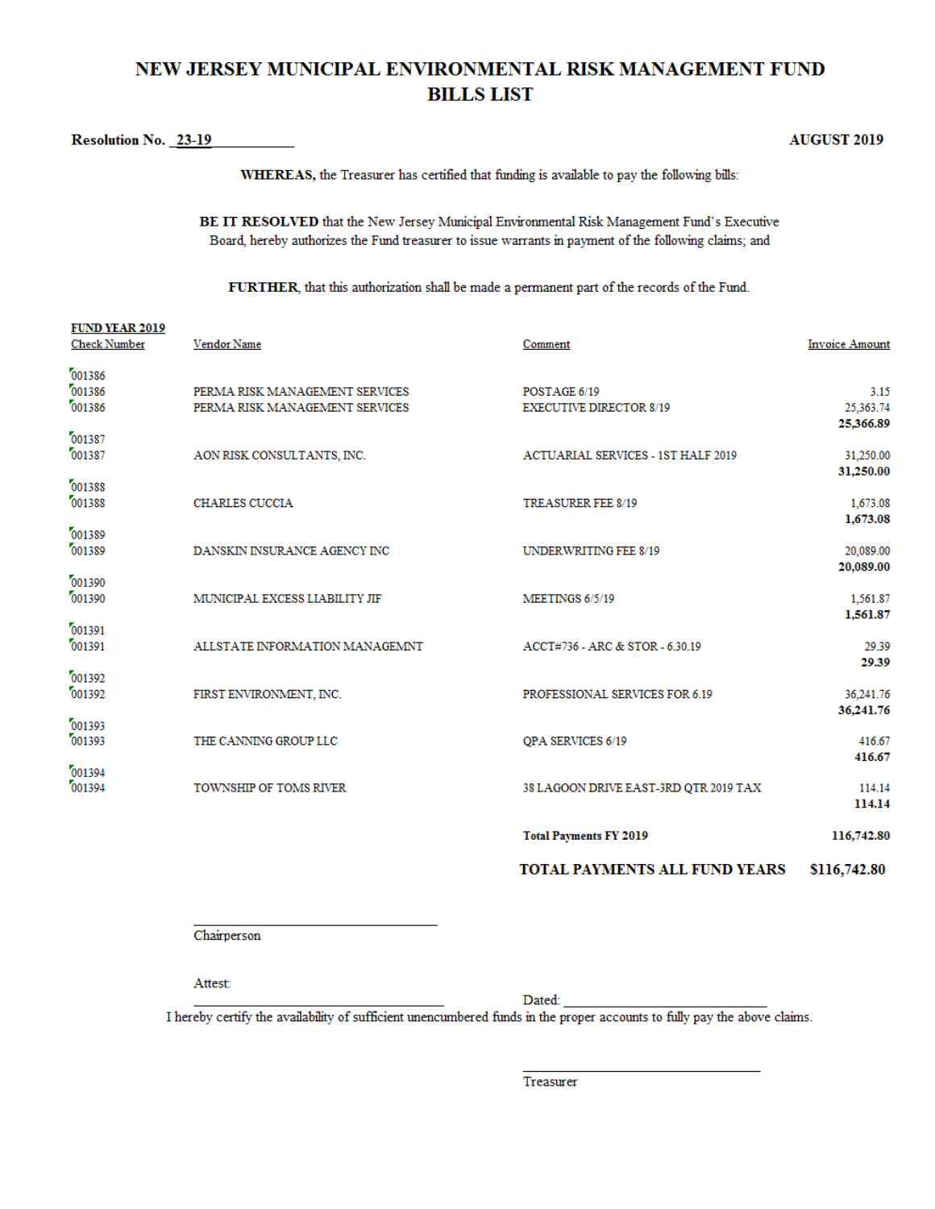# NEW JERSEY MUNICIPAL ENVIRONMENTAL RISK MANAGEMENT FUND
# BILLS LIST

**Resolution No.** 23-19 **AUGUST 2019**

**WHEREAS,** the Treasurer has certified that funding is available to pay the following bills:

**BE IT RESOLVED** that the New Jersey Municipal Environmental Risk Management Fund's Executive Board, hereby authorizes the Fund treasurer to issue warrants in payment of the following claims; and

**FURTHER**, that this authorization shall be made a permanent part of the records of the Fund.

**FUND YEAR 2019**

| Check Number | Vendor Name | Comment | Invoice Amount |
|---|---|---|---|
| 001386 | | | |
| 001386 | PERMA RISK MANAGEMENT SERVICES | POSTAGE 6/19 | 3.15 |
| 001386 | PERMA RISK MANAGEMENT SERVICES | EXECUTIVE DIRECTOR 8/19 | 25,363.74 |
| | | | **25,366.89** |
| 001387 | | | |
| 001387 | AON RISK CONSULTANTS, INC. | ACTUARIAL SERVICES - 1ST HALF 2019 | 31,250.00 |
| | | | **31,250.00** |
| 001388 | | | |
| 001388 | CHARLES CUCCIA | TREASURER FEE 8/19 | 1,673.08 |
| | | | **1,673.08** |
| 001389 | | | |
| 001389 | DANSKIN INSURANCE AGENCY INC | UNDERWRITING FEE 8/19 | 20,089.00 |
| | | | **20,089.00** |
| 001390 | | | |
| 001390 | MUNICIPAL EXCESS LIABILITY JIF | MEETINGS 6/5/19 | 1,561.87 |
| | | | **1,561.87** |
| 001391 | | | |
| 001391 | ALLSTATE INFORMATION MANAGEMNT | ACCT#736 - ARC & STOR - 6.30.19 | 29.39 |
| | | | **29.39** |
| 001392 | | | |
| 001392 | FIRST ENVIRONMENT, INC. | PROFESSIONAL SERVICES FOR 6.19 | 36,241.76 |
| | | | **36,241.76** |
| 001393 | | | |
| 001393 | THE CANNING GROUP LLC | QPA SERVICES 6/19 | 416.67 |
| | | | **416.67** |
| 001394 | | | |
| 001394 | TOWNSHIP OF TOMS RIVER | 38 LAGOON DRIVE EAST-3RD QTR 2019 TAX | 114.14 |
| | | | **114.14** |
| | | **Total Payments FY 2019** | **116,742.80** |
| | | **TOTAL PAYMENTS ALL FUND YEARS** | **$116,742.80** |

_______________________________
Chairperson

Attest:
_______________________________ Dated: _______________________________

I hereby certify the availability of sufficient unencumbered funds in the proper accounts to fully pay the above claims.

_______________________________
Treasurer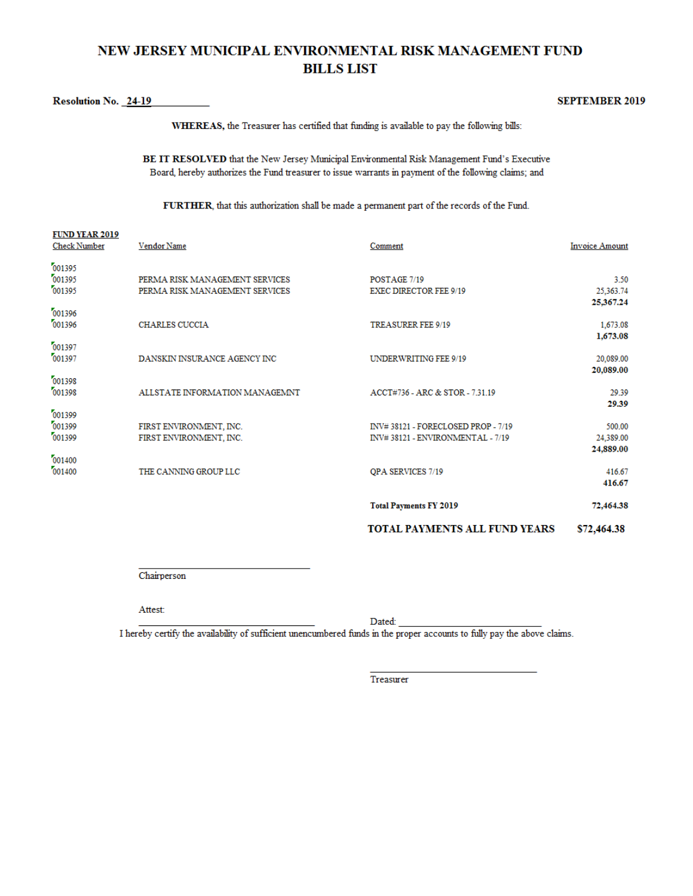# NEW JERSEY MUNICIPAL ENVIRONMENTAL RISK MANAGEMENT FUND
## BILLS LIST

**Resolution No.** 24-19 **SEPTEMBER 2019**

**WHEREAS,** the Treasurer has certified that funding is available to pay the following bills:

**BE IT RESOLVED** that the New Jersey Municipal Environmental Risk Management Fund's Executive Board, hereby authorizes the Fund treasurer to issue warrants in payment of the following claims; and

**FURTHER**, that this authorization shall be made a permanent part of the records of the Fund.

**FUND YEAR 2019**

| Check Number | Vendor Name | Comment | Invoice Amount |
|---|---|---|---|
| 001395 | | | |
| 001395 | PERMA RISK MANAGEMENT SERVICES | POSTAGE 7/19 | 3.50 |
| 001395 | PERMA RISK MANAGEMENT SERVICES | EXEC DIRECTOR FEE 9/19 | 25,363.74 |
| | | | **25,367.24** |
| 001396 | | | |
| 001396 | CHARLES CUCCIA | TREASURER FEE 9/19 | 1,673.08 |
| | | | **1,673.08** |
| 001397 | | | |
| 001397 | DANSKIN INSURANCE AGENCY INC | UNDERWRITING FEE 9/19 | 20,089.00 |
| | | | **20,089.00** |
| 001398 | | | |
| 001398 | ALLSTATE INFORMATION MANAGEMNT | ACCT#736 - ARC & STOR - 7.31.19 | 29.39 |
| | | | **29.39** |
| 001399 | | | |
| 001399 | FIRST ENVIRONMENT, INC. | INV# 38121 - FORECLOSED PROP - 7/19 | 500.00 |
| 001399 | FIRST ENVIRONMENT, INC. | INV# 38121 - ENVIRONMENTAL - 7/19 | 24,389.00 |
| | | | **24,889.00** |
| 001400 | | | |
| 001400 | THE CANNING GROUP LLC | QPA SERVICES 7/19 | 416.67 |
| | | | **416.67** |
| | | **Total Payments FY 2019** | **72,464.38** |
| | | **TOTAL PAYMENTS ALL FUND YEARS** | **$72,464.38** |

\_\_\_\_\_\_\_\_\_\_\_\_\_\_\_\_\_\_\_\_\_\_\_\_\_\_\_\_\_\_
Chairperson

Attest:
\_\_\_\_\_\_\_\_\_\_\_\_\_\_\_\_\_\_\_\_\_\_\_\_\_\_\_\_\_\_ Dated: \_\_\_\_\_\_\_\_\_\_\_\_\_\_\_\_\_\_\_\_\_\_\_\_

I hereby certify the availability of sufficient unencumbered funds in the proper accounts to fully pay the above claims.

\_\_\_\_\_\_\_\_\_\_\_\_\_\_\_\_\_\_\_\_\_\_\_\_\_\_\_\_\_\_
Treasurer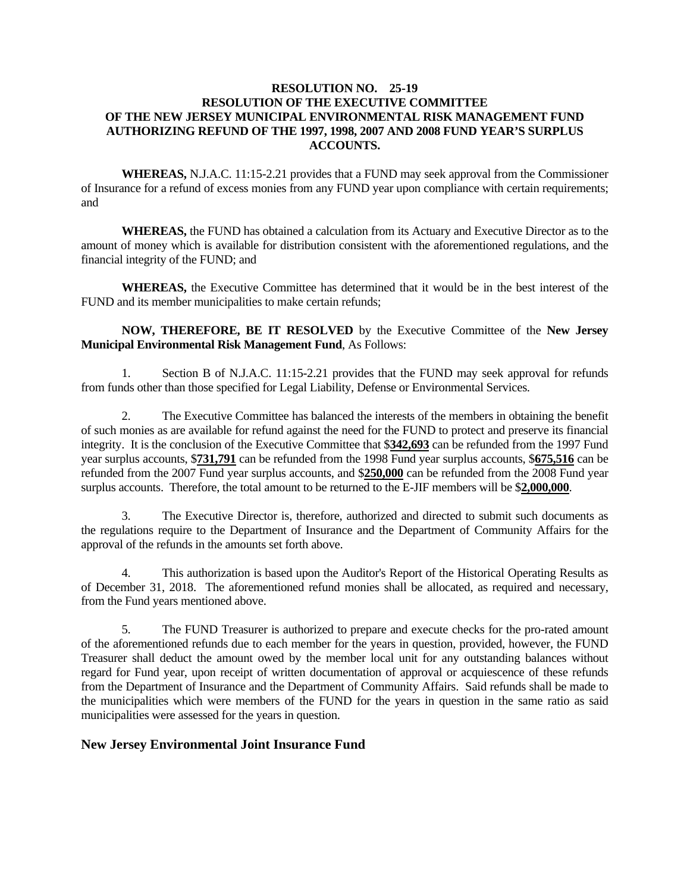**RESOLUTION NO. 25-19**
**RESOLUTION OF THE EXECUTIVE COMMITTEE**
**OF THE NEW JERSEY MUNICIPAL ENVIRONMENTAL RISK MANAGEMENT FUND**
**AUTHORIZING REFUND OF THE 1997, 1998, 2007 AND 2008 FUND YEAR'S SURPLUS ACCOUNTS.**

**WHEREAS,** N.J.A.C. 11:15-2.21 provides that a FUND may seek approval from the Commissioner of Insurance for a refund of excess monies from any FUND year upon compliance with certain requirements; and

**WHEREAS,** the FUND has obtained a calculation from its Actuary and Executive Director as to the amount of money which is available for distribution consistent with the aforementioned regulations, and the financial integrity of the FUND; and

**WHEREAS,** the Executive Committee has determined that it would be in the best interest of the FUND and its member municipalities to make certain refunds;

**NOW, THEREFORE, BE IT RESOLVED** by the Executive Committee of the **New Jersey Municipal Environmental Risk Management Fund**, As Follows:

1. Section B of N.J.A.C. 11:15-2.21 provides that the FUND may seek approval for refunds from funds other than those specified for Legal Liability, Defense or Environmental Services.

2. The Executive Committee has balanced the interests of the members in obtaining the benefit of such monies as are available for refund against the need for the FUND to protect and preserve its financial integrity. It is the conclusion of the Executive Committee that $**342,693** can be refunded from the 1997 Fund year surplus accounts, $**731,791** can be refunded from the 1998 Fund year surplus accounts, $**675,516** can be refunded from the 2007 Fund year surplus accounts, and $**250,000** can be refunded from the 2008 Fund year surplus accounts. Therefore, the total amount to be returned to the E-JIF members will be $**2,000,000**.

3. The Executive Director is, therefore, authorized and directed to submit such documents as the regulations require to the Department of Insurance and the Department of Community Affairs for the approval of the refunds in the amounts set forth above.

4. This authorization is based upon the Auditor's Report of the Historical Operating Results as of December 31, 2018. The aforementioned refund monies shall be allocated, as required and necessary, from the Fund years mentioned above.

5. The FUND Treasurer is authorized to prepare and execute checks for the pro-rated amount of the aforementioned refunds due to each member for the years in question, provided, however, the FUND Treasurer shall deduct the amount owed by the member local unit for any outstanding balances without regard for Fund year, upon receipt of written documentation of approval or acquiescence of these refunds from the Department of Insurance and the Department of Community Affairs. Said refunds shall be made to the municipalities which were members of the FUND for the years in question in the same ratio as said municipalities were assessed for the years in question.

**New Jersey Environmental Joint Insurance Fund**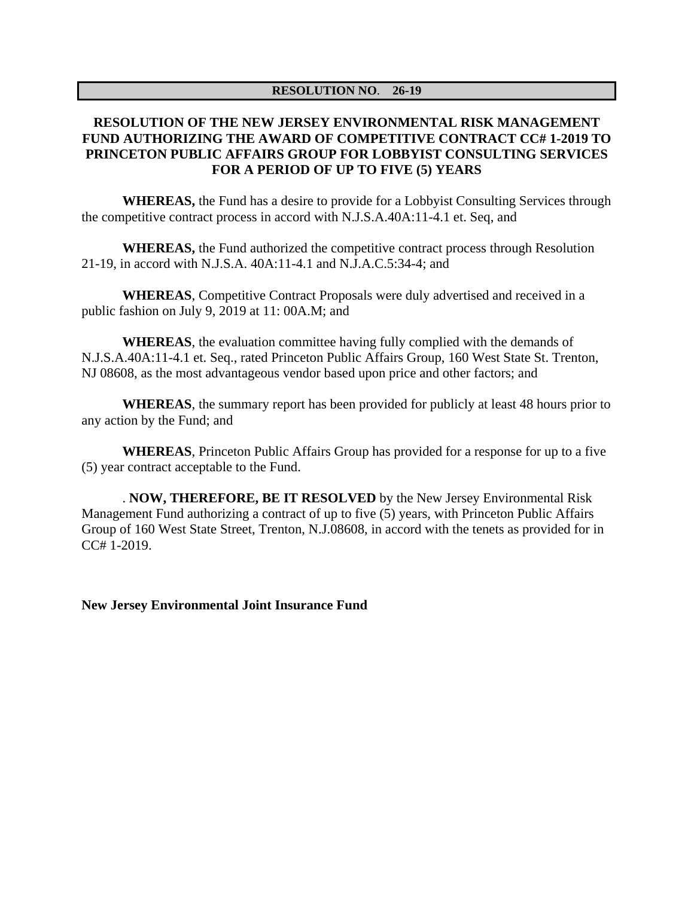**RESOLUTION NO. 26-19**

**RESOLUTION OF THE NEW JERSEY ENVIRONMENTAL RISK MANAGEMENT FUND AUTHORIZING THE AWARD OF COMPETITIVE CONTRACT CC# 1-2019 TO PRINCETON PUBLIC AFFAIRS GROUP FOR LOBBYIST CONSULTING SERVICES FOR A PERIOD OF UP TO FIVE (5) YEARS**

**WHEREAS,** the Fund has a desire to provide for a Lobbyist Consulting Services through the competitive contract process in accord with N.J.S.A.40A:11-4.1 et. Seq, and

**WHEREAS,** the Fund authorized the competitive contract process through Resolution 21-19, in accord with N.J.S.A. 40A:11-4.1 and N.J.A.C.5:34-4; and

**WHEREAS**, Competitive Contract Proposals were duly advertised and received in a public fashion on July 9, 2019 at 11: 00A.M; and

**WHEREAS**, the evaluation committee having fully complied with the demands of N.J.S.A.40A:11-4.1 et. Seq., rated Princeton Public Affairs Group, 160 West State St. Trenton, NJ 08608, as the most advantageous vendor based upon price and other factors; and

**WHEREAS**, the summary report has been provided for publicly at least 48 hours prior to any action by the Fund; and

**WHEREAS**, Princeton Public Affairs Group has provided for a response for up to a five (5) year contract acceptable to the Fund.

. **NOW, THEREFORE, BE IT RESOLVED** by the New Jersey Environmental Risk Management Fund authorizing a contract of up to five (5) years, with Princeton Public Affairs Group of 160 West State Street, Trenton, N.J.08608, in accord with the tenets as provided for in CC# 1-2019.

**New Jersey Environmental Joint Insurance Fund**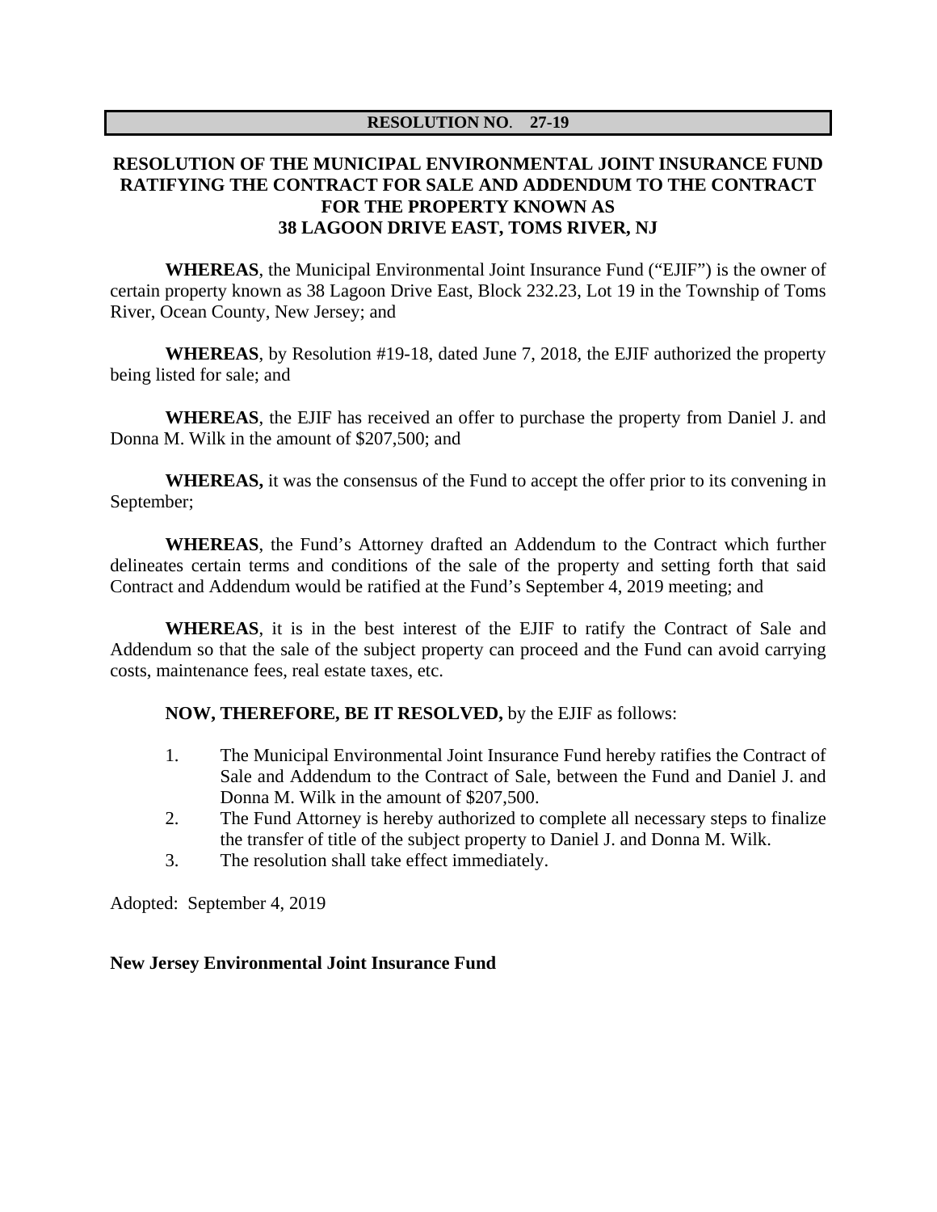**RESOLUTION NO. 27-19**

**RESOLUTION OF THE MUNICIPAL ENVIRONMENTAL JOINT INSURANCE FUND RATIFYING THE CONTRACT FOR SALE AND ADDENDUM TO THE CONTRACT FOR THE PROPERTY KNOWN AS 38 LAGOON DRIVE EAST, TOMS RIVER, NJ**

**WHEREAS**, the Municipal Environmental Joint Insurance Fund ("EJIF") is the owner of certain property known as 38 Lagoon Drive East, Block 232.23, Lot 19 in the Township of Toms River, Ocean County, New Jersey; and

**WHEREAS**, by Resolution #19-18, dated June 7, 2018, the EJIF authorized the property being listed for sale; and

**WHEREAS**, the EJIF has received an offer to purchase the property from Daniel J. and Donna M. Wilk in the amount of $207,500; and

**WHEREAS,** it was the consensus of the Fund to accept the offer prior to its convening in September;

**WHEREAS**, the Fund's Attorney drafted an Addendum to the Contract which further delineates certain terms and conditions of the sale of the property and setting forth that said Contract and Addendum would be ratified at the Fund's September 4, 2019 meeting; and

**WHEREAS**, it is in the best interest of the EJIF to ratify the Contract of Sale and Addendum so that the sale of the subject property can proceed and the Fund can avoid carrying costs, maintenance fees, real estate taxes, etc.

**NOW, THEREFORE, BE IT RESOLVED,** by the EJIF as follows:

1. The Municipal Environmental Joint Insurance Fund hereby ratifies the Contract of Sale and Addendum to the Contract of Sale, between the Fund and Daniel J. and Donna M. Wilk in the amount of $207,500.
2. The Fund Attorney is hereby authorized to complete all necessary steps to finalize the transfer of title of the subject property to Daniel J. and Donna M. Wilk.
3. The resolution shall take effect immediately.

Adopted: September 4, 2019

**New Jersey Environmental Joint Insurance Fund**